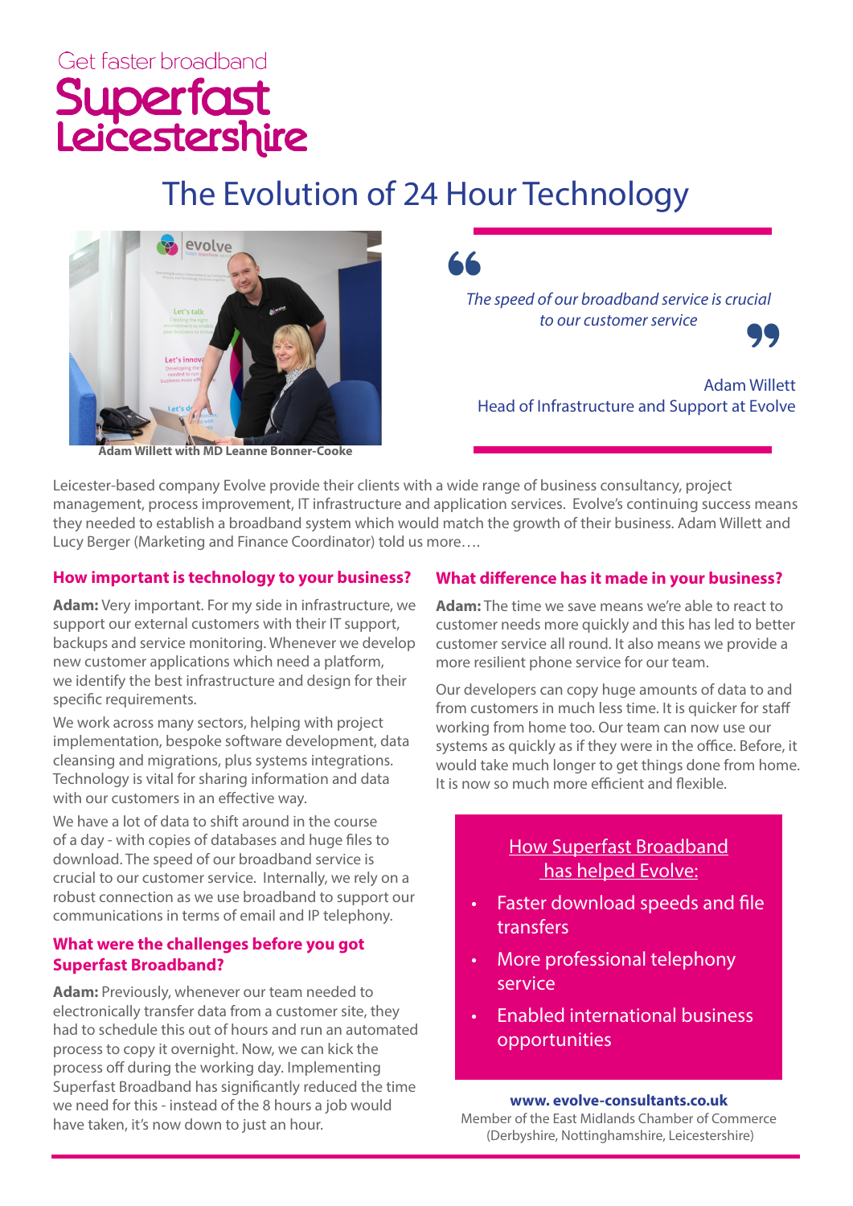Get faster broadband

# Superfast Leicestershire

## The Evolution of 24 Hour Technology

Adam Willett with MD Leanne Bonner-Cooke

> *The speed of our broadband service is crucial to our customer service*
>
> Adam Willett
> Head of Infrastructure and Support at Evolve

Leicester-based company Evolve provide their clients with a wide range of business consultancy, project management, process improvement, IT infrastructure and application services. Evolve's continuing success means they needed to establish a broadband system which would match the growth of their business. Adam Willett and Lucy Berger (Marketing and Finance Coordinator) told us more….

### How important is technology to your business?

**Adam:** Very important. For my side in infrastructure, we support our external customers with their IT support, backups and service monitoring. Whenever we develop new customer applications which need a platform, we identify the best infrastructure and design for their specific requirements.

We work across many sectors, helping with project implementation, bespoke software development, data cleansing and migrations, plus systems integrations. Technology is vital for sharing information and data with our customers in an effective way.

We have a lot of data to shift around in the course of a day - with copies of databases and huge files to download. The speed of our broadband service is crucial to our customer service. Internally, we rely on a robust connection as we use broadband to support our communications in terms of email and IP telephony.

### What were the challenges before you got Superfast Broadband?

**Adam:** Previously, whenever our team needed to electronically transfer data from a customer site, they had to schedule this out of hours and run an automated process to copy it overnight. Now, we can kick the process off during the working day. Implementing Superfast Broadband has significantly reduced the time we need for this - instead of the 8 hours a job would have taken, it's now down to just an hour.

### What difference has it made in your business?

**Adam:** The time we save means we're able to react to customer needs more quickly and this has led to better customer service all round. It also means we provide a more resilient phone service for our team.

Our developers can copy huge amounts of data to and from customers in much less time. It is quicker for staff working from home too. Our team can now use our systems as quickly as if they were in the office. Before, it would take much longer to get things done from home. It is now so much more efficient and flexible.

**How Superfast Broadband has helped Evolve:**

- Faster download speeds and file transfers
- More professional telephony service
- Enabled international business opportunities

**www. evolve-consultants.co.uk**
Member of the East Midlands Chamber of Commerce (Derbyshire, Nottinghamshire, Leicestershire)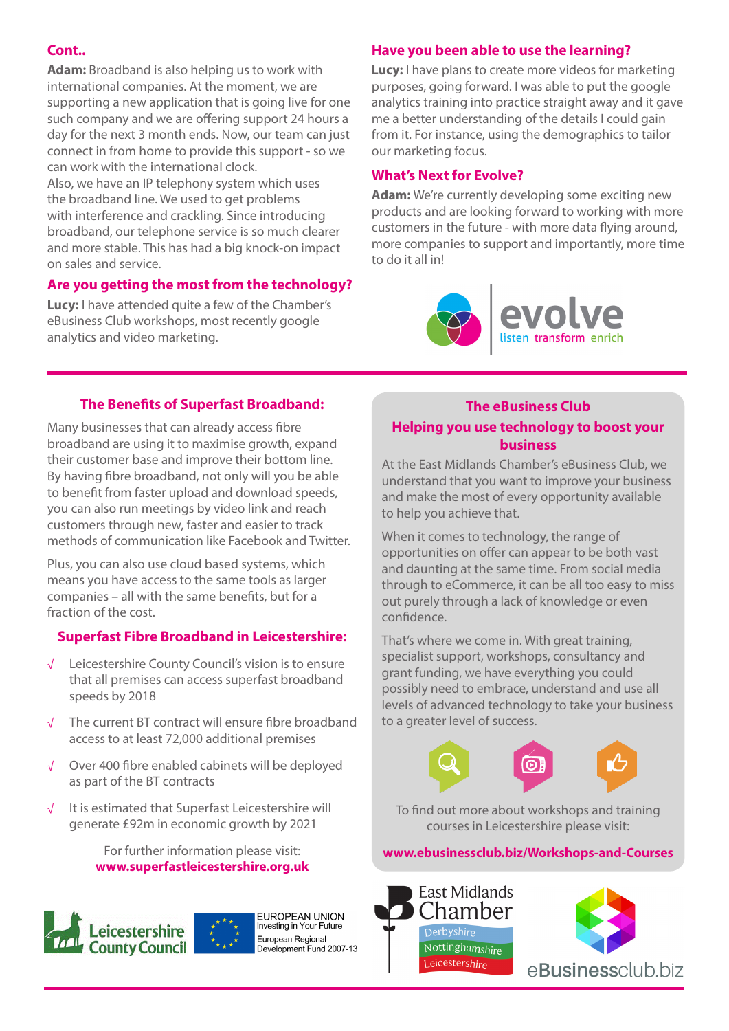## Cont..

**Adam:** Broadband is also helping us to work with international companies. At the moment, we are supporting a new application that is going live for one such company and we are offering support 24 hours a day for the next 3 month ends. Now, our team can just connect in from home to provide this support - so we can work with the international clock.

Also, we have an IP telephony system which uses the broadband line. We used to get problems with interference and crackling. Since introducing broadband, our telephone service is so much clearer and more stable. This has had a big knock-on impact on sales and service.

## Are you getting the most from the technology?

**Lucy:** I have attended quite a few of the Chamber's eBusiness Club workshops, most recently google analytics and video marketing.

## Have you been able to use the learning?

**Lucy:** I have plans to create more videos for marketing purposes, going forward. I was able to put the google analytics training into practice straight away and it gave me a better understanding of the details I could gain from it. For instance, using the demographics to tailor our marketing focus.

## What's Next for Evolve?

**Adam:** We're currently developing some exciting new products and are looking forward to working with more customers in the future - with more data flying around, more companies to support and importantly, more time to do it all in!

evolve
listen transform enrich

## The Benefits of Superfast Broadband:

Many businesses that can already access fibre broadband are using it to maximise growth, expand their customer base and improve their bottom line. By having fibre broadband, not only will you be able to benefit from faster upload and download speeds, you can also run meetings by video link and reach customers through new, faster and easier to track methods of communication like Facebook and Twitter.

Plus, you can also use cloud based systems, which means you have access to the same tools as larger companies – all with the same benefits, but for a fraction of the cost.

## Superfast Fibre Broadband in Leicestershire:

- √ Leicestershire County Council's vision is to ensure that all premises can access superfast broadband speeds by 2018
- √ The current BT contract will ensure fibre broadband access to at least 72,000 additional premises
- √ Over 400 fibre enabled cabinets will be deployed as part of the BT contracts
- √ It is estimated that Superfast Leicestershire will generate £92m in economic growth by 2021

For further information please visit:
**www.superfastleicestershire.org.uk**

## The eBusiness Club
## Helping you use technology to boost your business

At the East Midlands Chamber's eBusiness Club, we understand that you want to improve your business and make the most of every opportunity available to help you achieve that.

When it comes to technology, the range of opportunities on offer can appear to be both vast and daunting at the same time. From social media through to eCommerce, it can be all too easy to miss out purely through a lack of knowledge or even confidence.

That's where we come in. With great training, specialist support, workshops, consultancy and grant funding, we have everything you could possibly need to embrace, understand and use all levels of advanced technology to take your business to a greater level of success.

To find out more about workshops and training courses in Leicestershire please visit:

**www.ebusinessclub.biz/Workshops-and-Courses**

Leicestershire County Council

EUROPEAN UNION
Investing in Your Future
European Regional Development Fund 2007-13

East Midlands Chamber
Derbyshire
Nottinghamshire
Leicestershire

eBusinessclub.biz